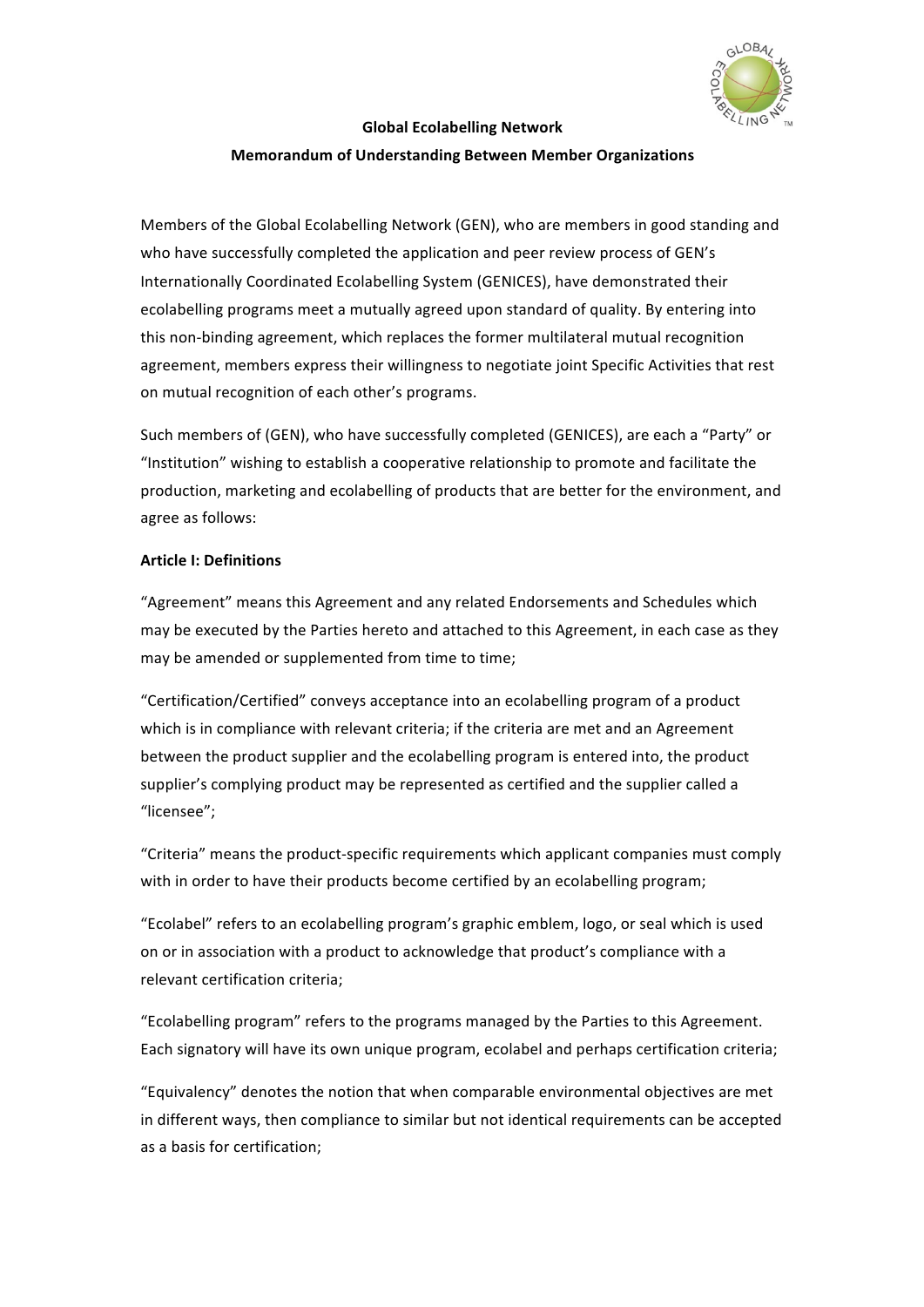**Global Ecolabelling Network**

**Memorandum of Understanding Between Member Organizations**

Members of the Global Ecolabelling Network (GEN), who are members in good standing and who have successfully completed the application and peer review process of GEN's Internationally Coordinated Ecolabelling System (GENICES), have demonstrated their ecolabelling programs meet a mutually agreed upon standard of quality. By entering into this non-binding agreement, which replaces the former multilateral mutual recognition agreement, members express their willingness to negotiate joint Specific Activities that rest on mutual recognition of each other's programs.

Such members of (GEN), who have successfully completed (GENICES), are each a "Party" or "Institution" wishing to establish a cooperative relationship to promote and facilitate the production, marketing and ecolabelling of products that are better for the environment, and agree as follows:

**Article I: Definitions**

"Agreement" means this Agreement and any related Endorsements and Schedules which may be executed by the Parties hereto and attached to this Agreement, in each case as they may be amended or supplemented from time to time;

"Certification/Certified" conveys acceptance into an ecolabelling program of a product which is in compliance with relevant criteria; if the criteria are met and an Agreement between the product supplier and the ecolabelling program is entered into, the product supplier's complying product may be represented as certified and the supplier called a "licensee";

"Criteria" means the product-specific requirements which applicant companies must comply with in order to have their products become certified by an ecolabelling program;

"Ecolabel" refers to an ecolabelling program's graphic emblem, logo, or seal which is used on or in association with a product to acknowledge that product's compliance with a relevant certification criteria;

"Ecolabelling program" refers to the programs managed by the Parties to this Agreement. Each signatory will have its own unique program, ecolabel and perhaps certification criteria;

"Equivalency" denotes the notion that when comparable environmental objectives are met in different ways, then compliance to similar but not identical requirements can be accepted as a basis for certification;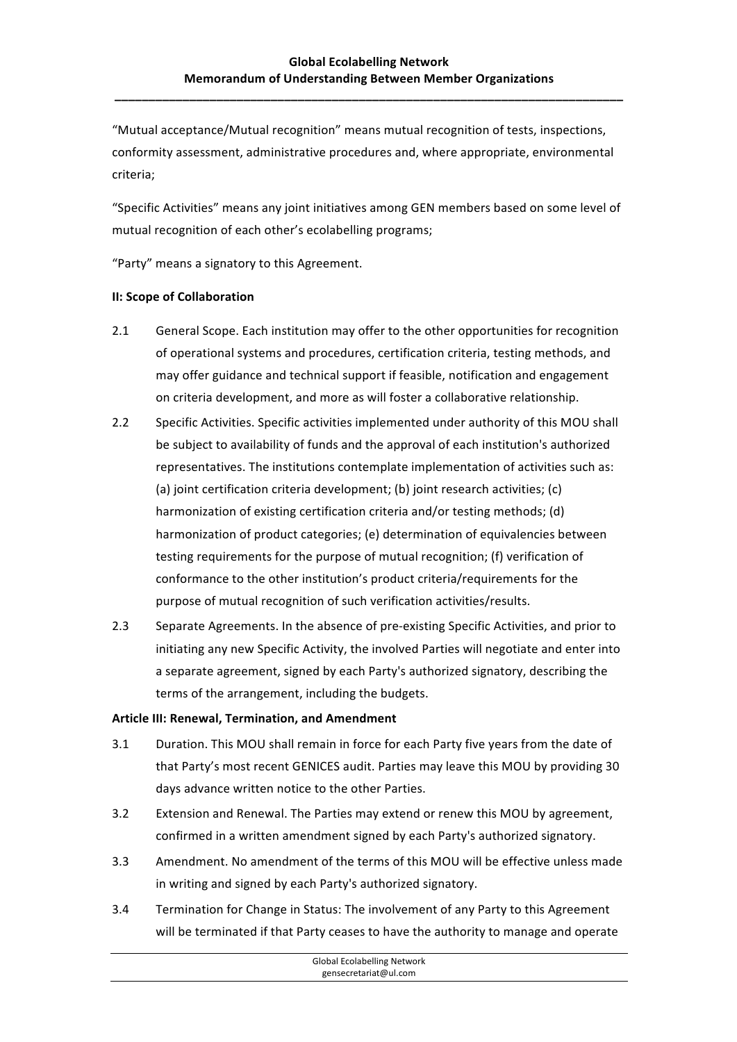"Mutual acceptance/Mutual recognition" means mutual recognition of tests, inspections, conformity assessment, administrative procedures and, where appropriate, environmental criteria;

"Specific Activities" means any joint initiatives among GEN members based on some level of mutual recognition of each other's ecolabelling programs;

"Party" means a signatory to this Agreement.

**II: Scope of Collaboration**

2.1 General Scope. Each institution may offer to the other opportunities for recognition of operational systems and procedures, certification criteria, testing methods, and may offer guidance and technical support if feasible, notification and engagement on criteria development, and more as will foster a collaborative relationship.

2.2 Specific Activities. Specific activities implemented under authority of this MOU shall be subject to availability of funds and the approval of each institution's authorized representatives. The institutions contemplate implementation of activities such as: (a) joint certification criteria development; (b) joint research activities; (c) harmonization of existing certification criteria and/or testing methods; (d) harmonization of product categories; (e) determination of equivalencies between testing requirements for the purpose of mutual recognition; (f) verification of conformance to the other institution's product criteria/requirements for the purpose of mutual recognition of such verification activities/results.

2.3 Separate Agreements. In the absence of pre-existing Specific Activities, and prior to initiating any new Specific Activity, the involved Parties will negotiate and enter into a separate agreement, signed by each Party's authorized signatory, describing the terms of the arrangement, including the budgets.

**Article III: Renewal, Termination, and Amendment**

3.1 Duration. This MOU shall remain in force for each Party five years from the date of that Party's most recent GENICES audit. Parties may leave this MOU by providing 30 days advance written notice to the other Parties.

3.2 Extension and Renewal. The Parties may extend or renew this MOU by agreement, confirmed in a written amendment signed by each Party's authorized signatory.

3.3 Amendment. No amendment of the terms of this MOU will be effective unless made in writing and signed by each Party's authorized signatory.

3.4 Termination for Change in Status: The involvement of any Party to this Agreement will be terminated if that Party ceases to have the authority to manage and operate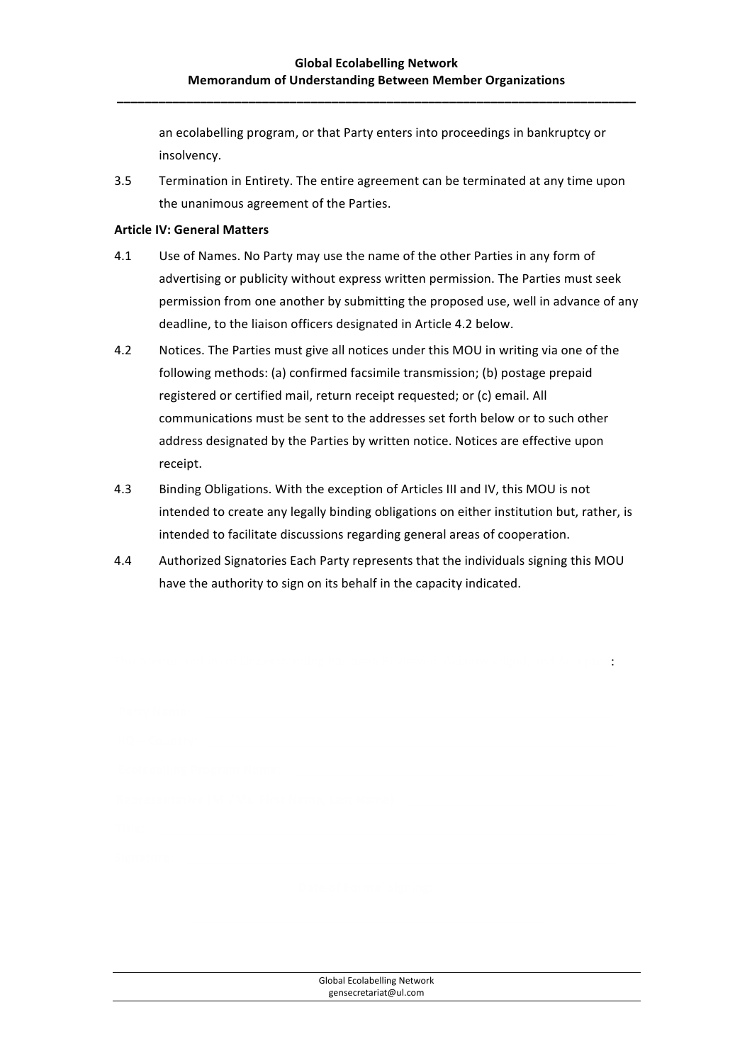an ecolabelling program, or that Party enters into proceedings in bankruptcy or insolvency.

3.5 Termination in Entirety. The entire agreement can be terminated at any time upon the unanimous agreement of the Parties.

**Article IV: General Matters**

4.1 Use of Names. No Party may use the name of the other Parties in any form of advertising or publicity without express written permission. The Parties must seek permission from one another by submitting the proposed use, well in advance of any deadline, to the liaison officers designated in Article 4.2 below.

4.2 Notices. The Parties must give all notices under this MOU in writing via one of the following methods: (a) confirmed facsimile transmission; (b) postage prepaid registered or certified mail, return receipt requested; or (c) email. All communications must be sent to the addresses set forth below or to such other address designated by the Parties by written notice. Notices are effective upon receipt.

4.3 Binding Obligations. With the exception of Articles III and IV, this MOU is not intended to create any legally binding obligations on either institution but, rather, is intended to facilitate discussions regarding general areas of cooperation.

4.4 Authorized Signatories Each Party represents that the individuals signing this MOU have the authority to sign on its behalf in the capacity indicated.